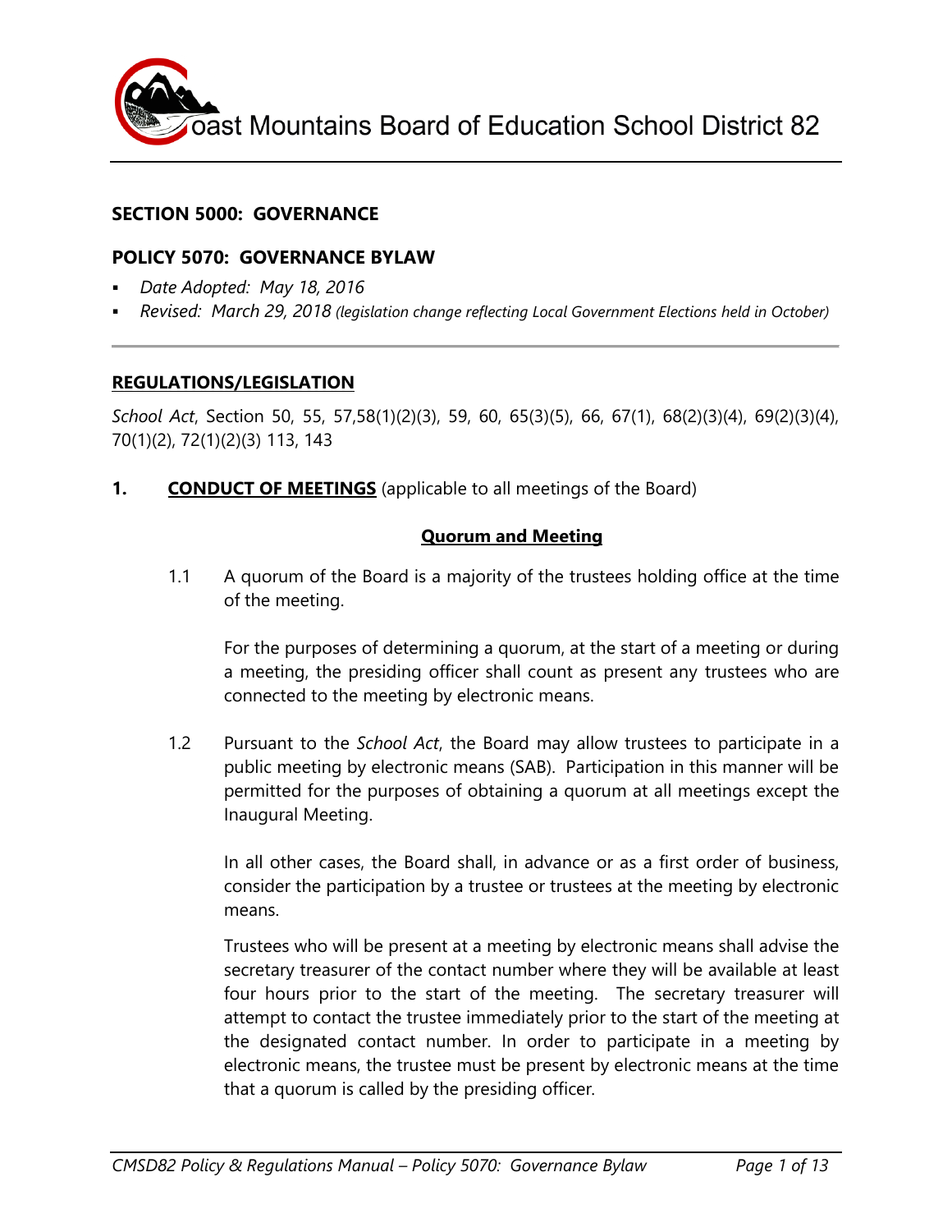# Coast Mountains Board of Education School District 82

## SECTION 5000: GOVERNANCE

## POLICY 5070: GOVERNANCE BYLAW

- *Date Adopted: May 18, 2016*
- *Revised: March 29, 2018 (legislation change reflecting Local Government Elections held in October)*

---

### REGULATIONS/LEGISLATION

*School Act*, Section 50, 55, 57,58(1)(2)(3), 59, 60, 65(3)(5), 66, 67(1), 68(2)(3)(4), 69(2)(3)(4), 70(1)(2), 72(1)(2)(3) 113, 143

### 1. CONDUCT OF MEETINGS (applicable to all meetings of the Board)

#### Quorum and Meeting

1.1 A quorum of the Board is a majority of the trustees holding office at the time of the meeting.

For the purposes of determining a quorum, at the start of a meeting or during a meeting, the presiding officer shall count as present any trustees who are connected to the meeting by electronic means.

1.2 Pursuant to the *School Act*, the Board may allow trustees to participate in a public meeting by electronic means (SAB). Participation in this manner will be permitted for the purposes of obtaining a quorum at all meetings except the Inaugural Meeting.

In all other cases, the Board shall, in advance or as a first order of business, consider the participation by a trustee or trustees at the meeting by electronic means.

Trustees who will be present at a meeting by electronic means shall advise the secretary treasurer of the contact number where they will be available at least four hours prior to the start of the meeting. The secretary treasurer will attempt to contact the trustee immediately prior to the start of the meeting at the designated contact number. In order to participate in a meeting by electronic means, the trustee must be present by electronic means at the time that a quorum is called by the presiding officer.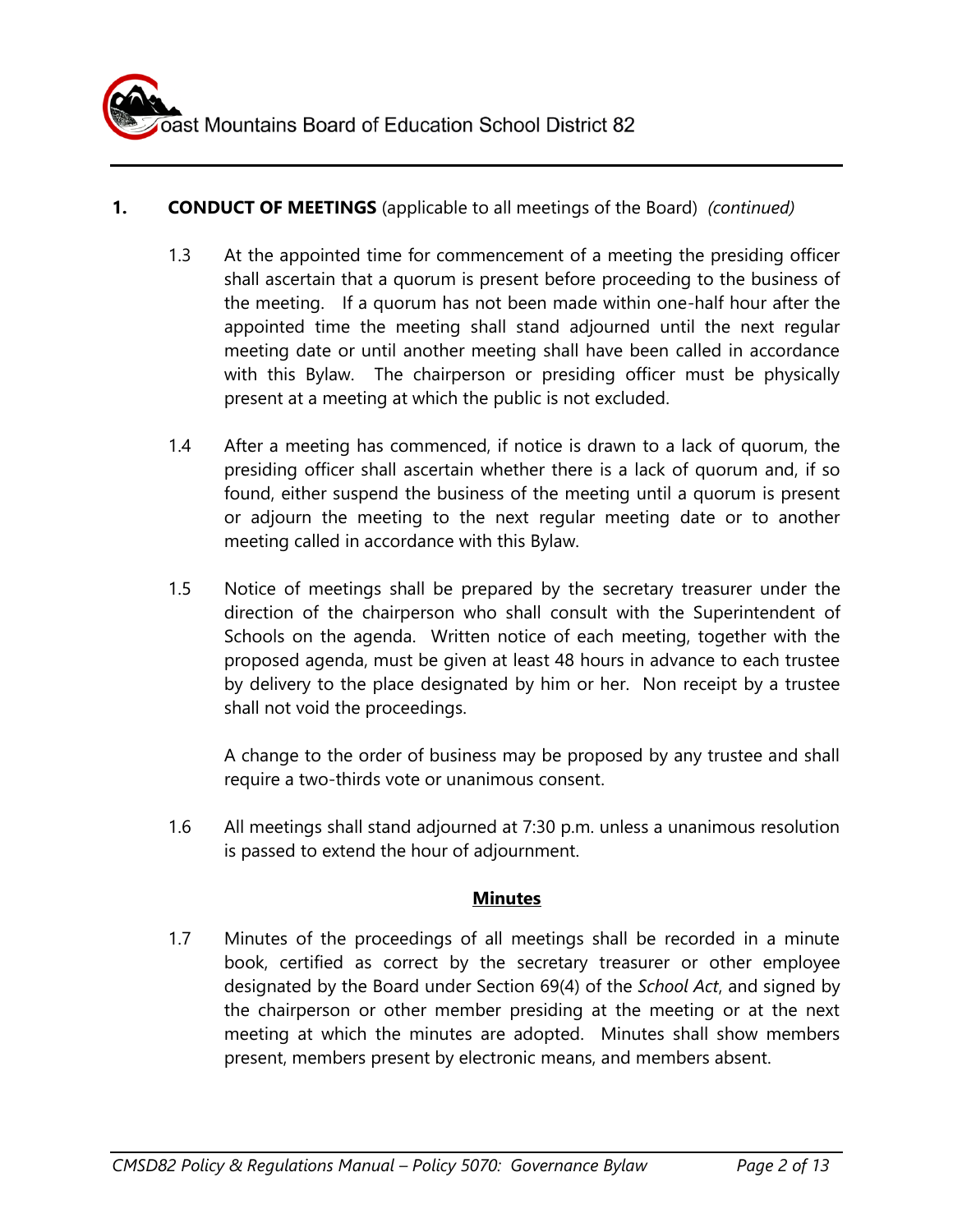## 1. CONDUCT OF MEETINGS (applicable to all meetings of the Board) *(continued)*

1.3 At the appointed time for commencement of a meeting the presiding officer shall ascertain that a quorum is present before proceeding to the business of the meeting. If a quorum has not been made within one-half hour after the appointed time the meeting shall stand adjourned until the next regular meeting date or until another meeting shall have been called in accordance with this Bylaw. The chairperson or presiding officer must be physically present at a meeting at which the public is not excluded.

1.4 After a meeting has commenced, if notice is drawn to a lack of quorum, the presiding officer shall ascertain whether there is a lack of quorum and, if so found, either suspend the business of the meeting until a quorum is present or adjourn the meeting to the next regular meeting date or to another meeting called in accordance with this Bylaw.

1.5 Notice of meetings shall be prepared by the secretary treasurer under the direction of the chairperson who shall consult with the Superintendent of Schools on the agenda. Written notice of each meeting, together with the proposed agenda, must be given at least 48 hours in advance to each trustee by delivery to the place designated by him or her. Non receipt by a trustee shall not void the proceedings.

A change to the order of business may be proposed by any trustee and shall require a two-thirds vote or unanimous consent.

1.6 All meetings shall stand adjourned at 7:30 p.m. unless a unanimous resolution is passed to extend the hour of adjournment.

### Minutes

1.7 Minutes of the proceedings of all meetings shall be recorded in a minute book, certified as correct by the secretary treasurer or other employee designated by the Board under Section 69(4) of the *School Act*, and signed by the chairperson or other member presiding at the meeting or at the next meeting at which the minutes are adopted. Minutes shall show members present, members present by electronic means, and members absent.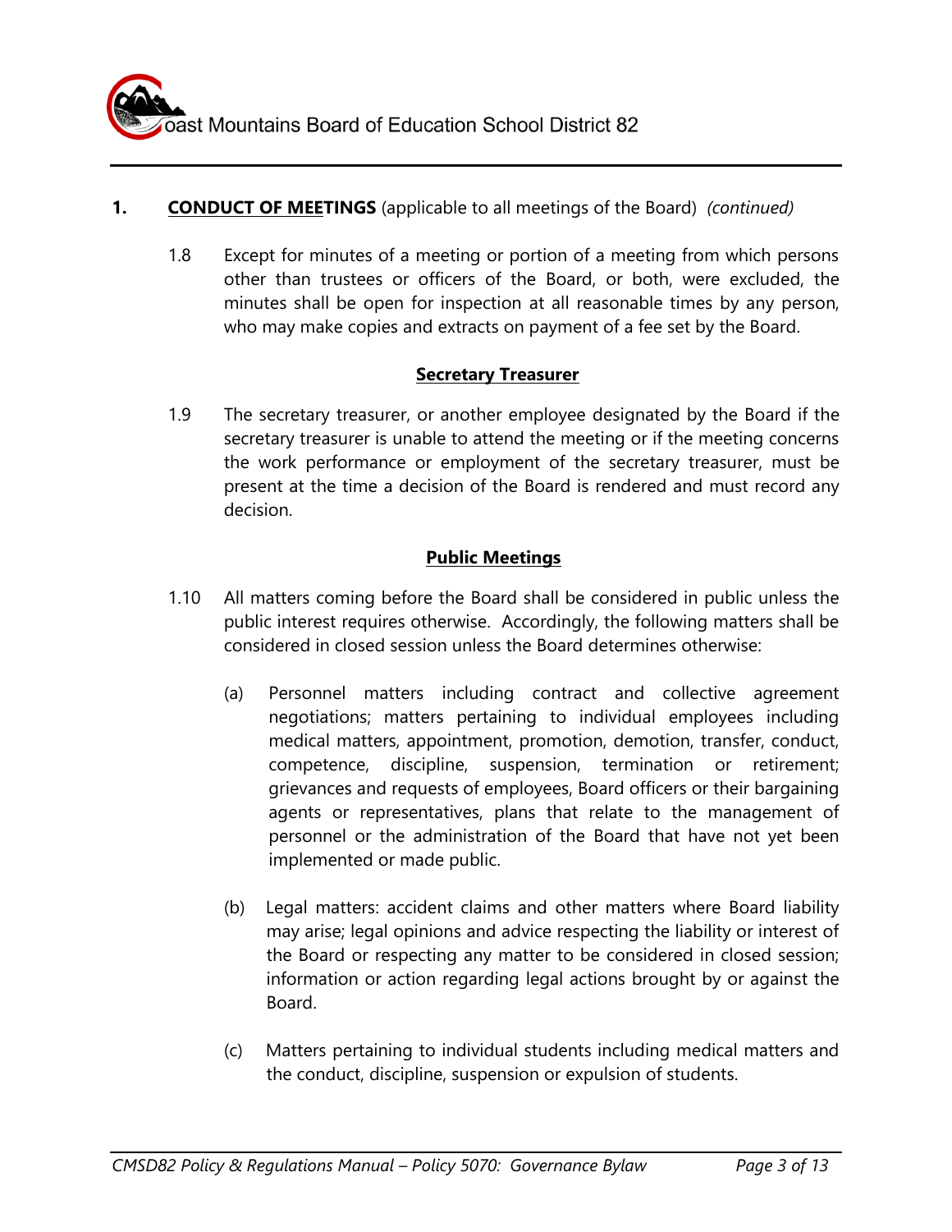## 1. CONDUCT OF MEETINGS (applicable to all meetings of the Board) *(continued)*

1.8 Except for minutes of a meeting or portion of a meeting from which persons other than trustees or officers of the Board, or both, were excluded, the minutes shall be open for inspection at all reasonable times by any person, who may make copies and extracts on payment of a fee set by the Board.

### Secretary Treasurer

1.9 The secretary treasurer, or another employee designated by the Board if the secretary treasurer is unable to attend the meeting or if the meeting concerns the work performance or employment of the secretary treasurer, must be present at the time a decision of the Board is rendered and must record any decision.

### Public Meetings

1.10 All matters coming before the Board shall be considered in public unless the public interest requires otherwise. Accordingly, the following matters shall be considered in closed session unless the Board determines otherwise:

(a) Personnel matters including contract and collective agreement negotiations; matters pertaining to individual employees including medical matters, appointment, promotion, demotion, transfer, conduct, competence, discipline, suspension, termination or retirement; grievances and requests of employees, Board officers or their bargaining agents or representatives, plans that relate to the management of personnel or the administration of the Board that have not yet been implemented or made public.

(b) Legal matters: accident claims and other matters where Board liability may arise; legal opinions and advice respecting the liability or interest of the Board or respecting any matter to be considered in closed session; information or action regarding legal actions brought by or against the Board.

(c) Matters pertaining to individual students including medical matters and the conduct, discipline, suspension or expulsion of students.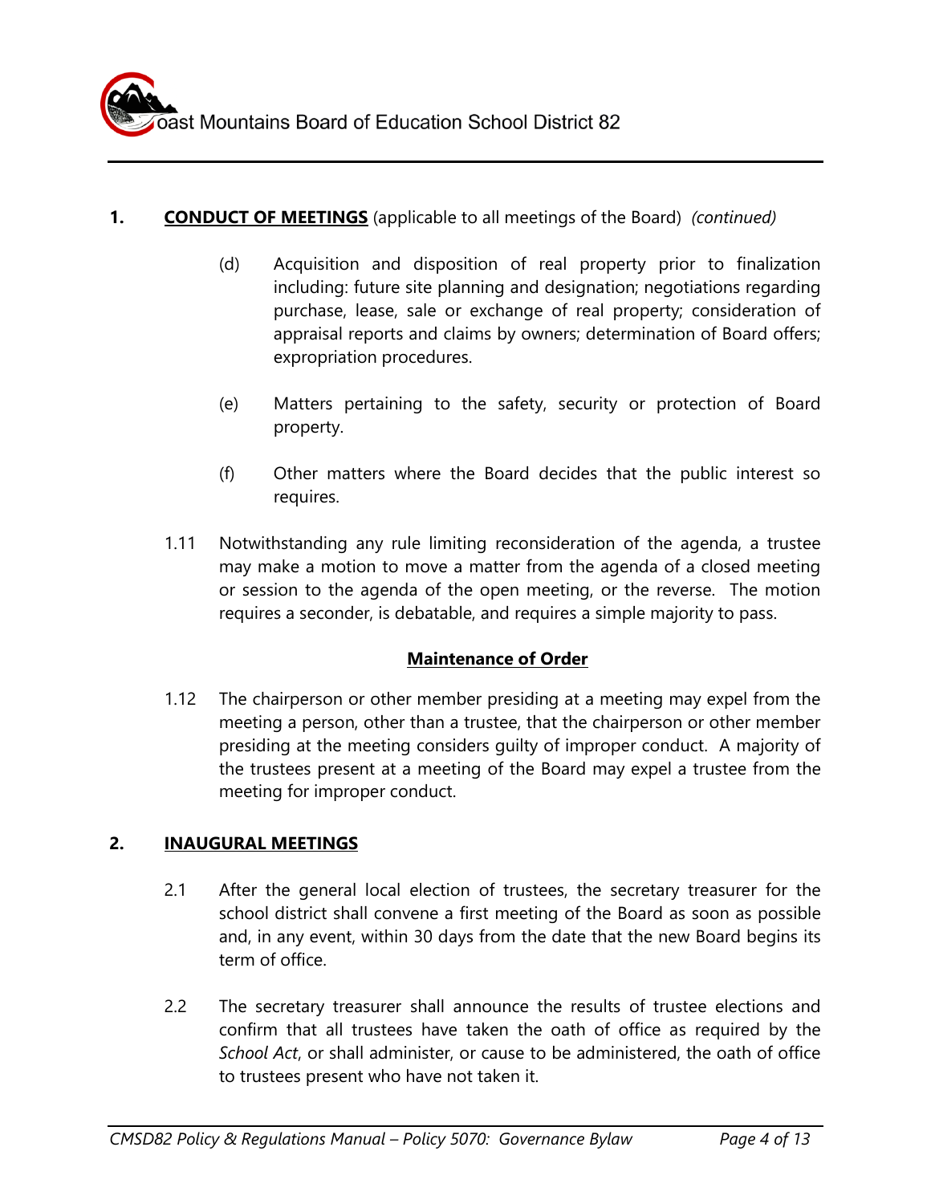## 1. **CONDUCT OF MEETINGS** (applicable to all meetings of the Board) *(continued)*

(d) Acquisition and disposition of real property prior to finalization including: future site planning and designation; negotiations regarding purchase, lease, sale or exchange of real property; consideration of appraisal reports and claims by owners; determination of Board offers; expropriation procedures.

(e) Matters pertaining to the safety, security or protection of Board property.

(f) Other matters where the Board decides that the public interest so requires.

1.11 Notwithstanding any rule limiting reconsideration of the agenda, a trustee may make a motion to move a matter from the agenda of a closed meeting or session to the agenda of the open meeting, or the reverse. The motion requires a seconder, is debatable, and requires a simple majority to pass.

### Maintenance of Order

1.12 The chairperson or other member presiding at a meeting may expel from the meeting a person, other than a trustee, that the chairperson or other member presiding at the meeting considers guilty of improper conduct. A majority of the trustees present at a meeting of the Board may expel a trustee from the meeting for improper conduct.

## 2. **INAUGURAL MEETINGS**

2.1 After the general local election of trustees, the secretary treasurer for the school district shall convene a first meeting of the Board as soon as possible and, in any event, within 30 days from the date that the new Board begins its term of office.

2.2 The secretary treasurer shall announce the results of trustee elections and confirm that all trustees have taken the oath of office as required by the *School Act*, or shall administer, or cause to be administered, the oath of office to trustees present who have not taken it.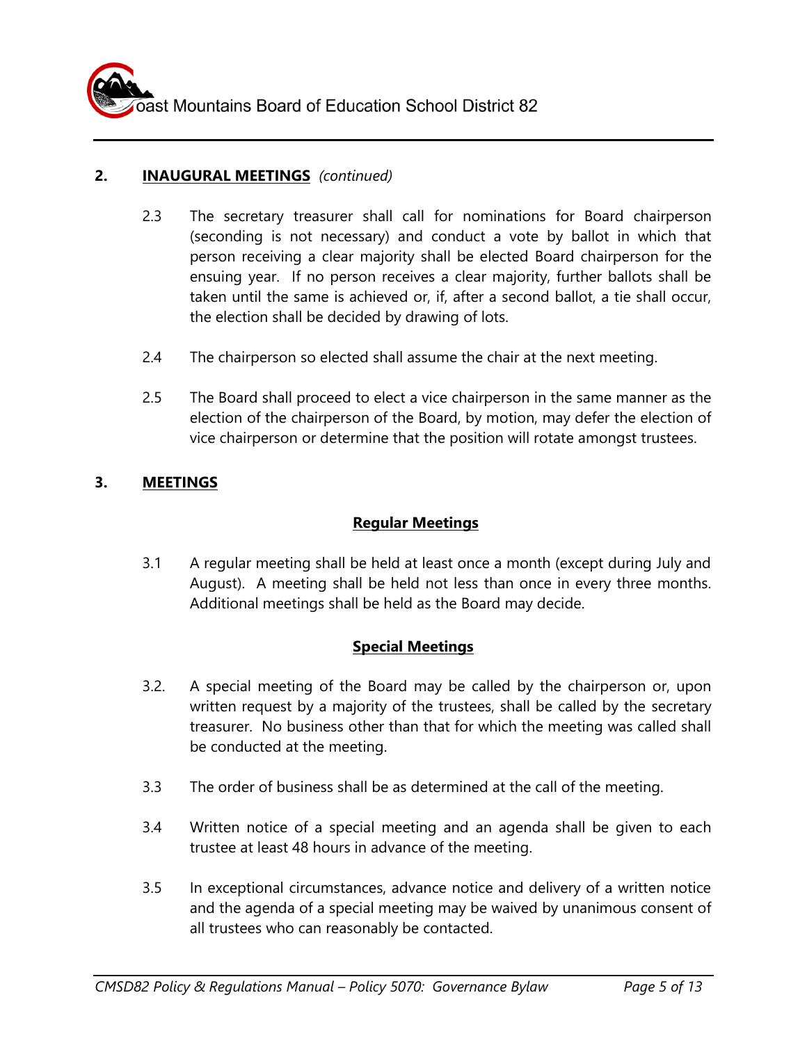## 2. INAUGURAL MEETINGS *(continued)*

2.3 The secretary treasurer shall call for nominations for Board chairperson (seconding is not necessary) and conduct a vote by ballot in which that person receiving a clear majority shall be elected Board chairperson for the ensuing year. If no person receives a clear majority, further ballots shall be taken until the same is achieved or, if, after a second ballot, a tie shall occur, the election shall be decided by drawing of lots.

2.4 The chairperson so elected shall assume the chair at the next meeting.

2.5 The Board shall proceed to elect a vice chairperson in the same manner as the election of the chairperson of the Board, by motion, may defer the election of vice chairperson or determine that the position will rotate amongst trustees.

## 3. MEETINGS

### Regular Meetings

3.1 A regular meeting shall be held at least once a month (except during July and August). A meeting shall be held not less than once in every three months. Additional meetings shall be held as the Board may decide.

### Special Meetings

3.2. A special meeting of the Board may be called by the chairperson or, upon written request by a majority of the trustees, shall be called by the secretary treasurer. No business other than that for which the meeting was called shall be conducted at the meeting.

3.3 The order of business shall be as determined at the call of the meeting.

3.4 Written notice of a special meeting and an agenda shall be given to each trustee at least 48 hours in advance of the meeting.

3.5 In exceptional circumstances, advance notice and delivery of a written notice and the agenda of a special meeting may be waived by unanimous consent of all trustees who can reasonably be contacted.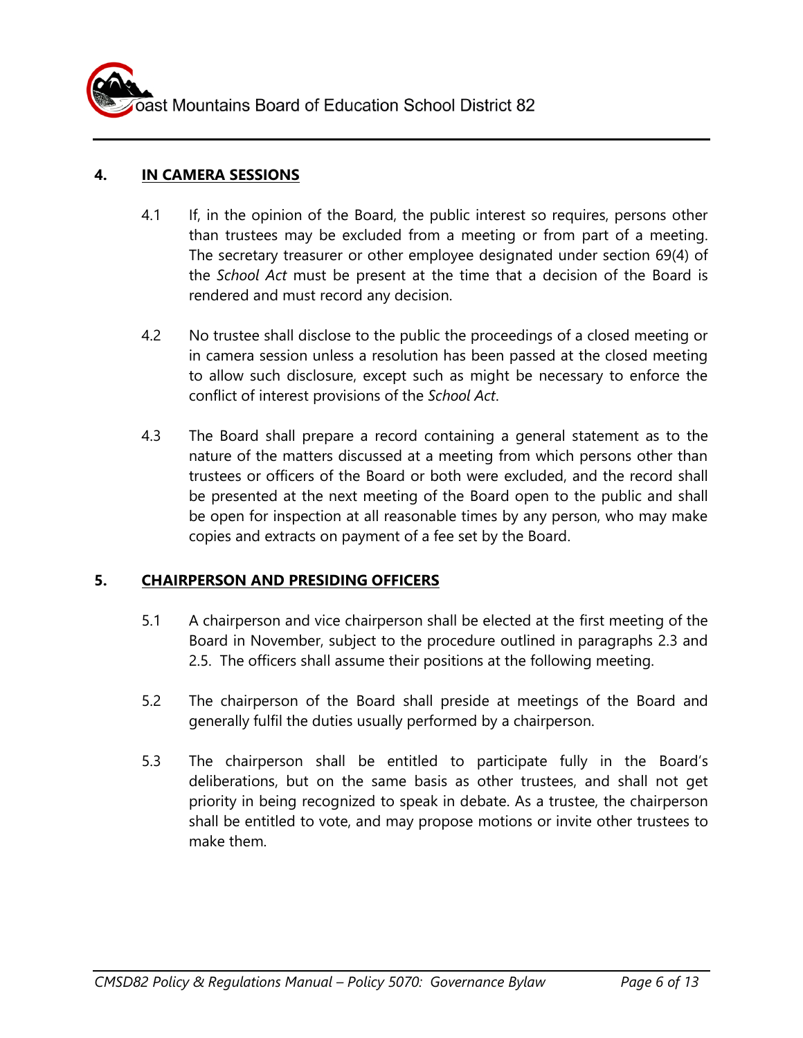## 4. IN CAMERA SESSIONS

4.1 If, in the opinion of the Board, the public interest so requires, persons other than trustees may be excluded from a meeting or from part of a meeting. The secretary treasurer or other employee designated under section 69(4) of the *School Act* must be present at the time that a decision of the Board is rendered and must record any decision.

4.2 No trustee shall disclose to the public the proceedings of a closed meeting or in camera session unless a resolution has been passed at the closed meeting to allow such disclosure, except such as might be necessary to enforce the conflict of interest provisions of the *School Act*.

4.3 The Board shall prepare a record containing a general statement as to the nature of the matters discussed at a meeting from which persons other than trustees or officers of the Board or both were excluded, and the record shall be presented at the next meeting of the Board open to the public and shall be open for inspection at all reasonable times by any person, who may make copies and extracts on payment of a fee set by the Board.

## 5. CHAIRPERSON AND PRESIDING OFFICERS

5.1 A chairperson and vice chairperson shall be elected at the first meeting of the Board in November, subject to the procedure outlined in paragraphs 2.3 and 2.5. The officers shall assume their positions at the following meeting.

5.2 The chairperson of the Board shall preside at meetings of the Board and generally fulfil the duties usually performed by a chairperson.

5.3 The chairperson shall be entitled to participate fully in the Board's deliberations, but on the same basis as other trustees, and shall not get priority in being recognized to speak in debate. As a trustee, the chairperson shall be entitled to vote, and may propose motions or invite other trustees to make them.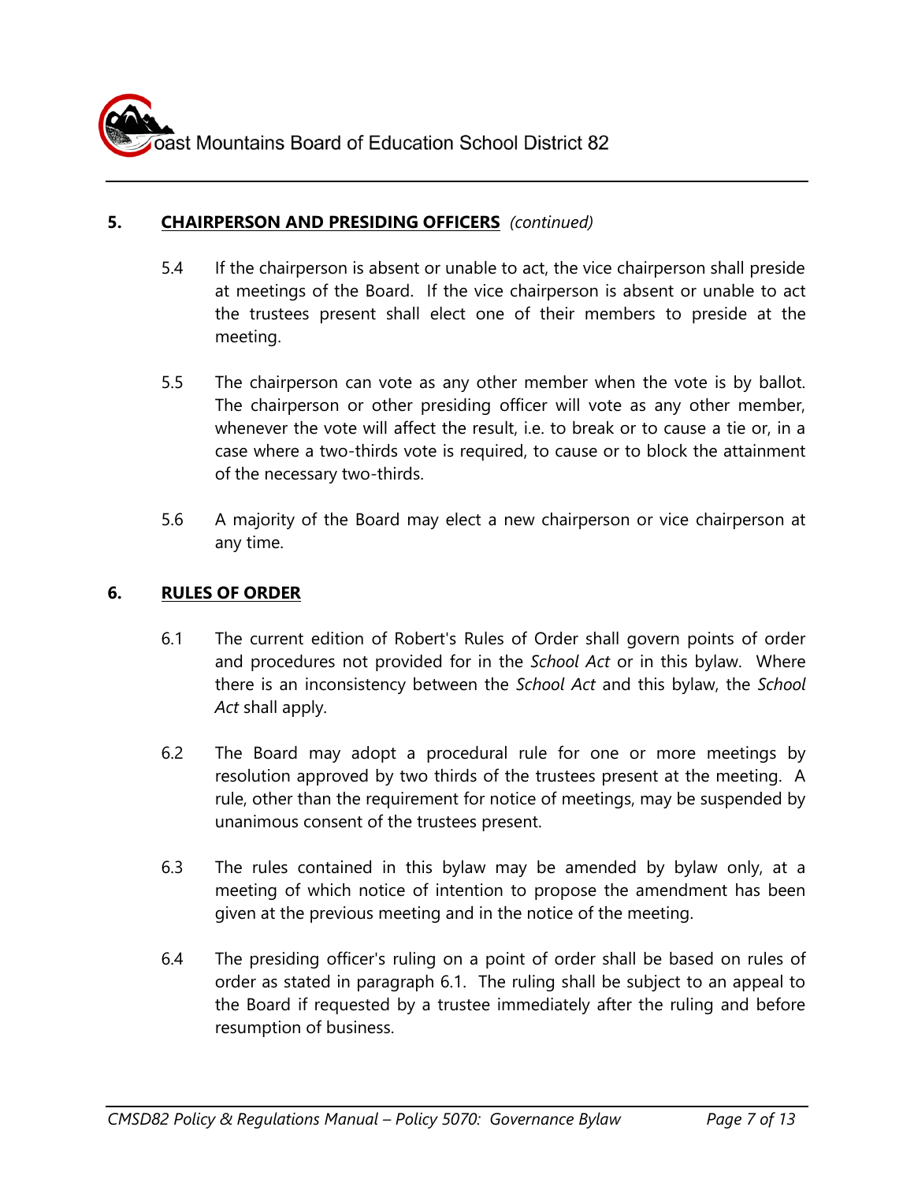## 5. CHAIRPERSON AND PRESIDING OFFICERS *(continued)*

5.4 If the chairperson is absent or unable to act, the vice chairperson shall preside at meetings of the Board. If the vice chairperson is absent or unable to act the trustees present shall elect one of their members to preside at the meeting.

5.5 The chairperson can vote as any other member when the vote is by ballot. The chairperson or other presiding officer will vote as any other member, whenever the vote will affect the result, i.e. to break or to cause a tie or, in a case where a two-thirds vote is required, to cause or to block the attainment of the necessary two-thirds.

5.6 A majority of the Board may elect a new chairperson or vice chairperson at any time.

## 6. RULES OF ORDER

6.1 The current edition of Robert's Rules of Order shall govern points of order and procedures not provided for in the *School Act* or in this bylaw. Where there is an inconsistency between the *School Act* and this bylaw, the *School Act* shall apply.

6.2 The Board may adopt a procedural rule for one or more meetings by resolution approved by two thirds of the trustees present at the meeting. A rule, other than the requirement for notice of meetings, may be suspended by unanimous consent of the trustees present.

6.3 The rules contained in this bylaw may be amended by bylaw only, at a meeting of which notice of intention to propose the amendment has been given at the previous meeting and in the notice of the meeting.

6.4 The presiding officer's ruling on a point of order shall be based on rules of order as stated in paragraph 6.1. The ruling shall be subject to an appeal to the Board if requested by a trustee immediately after the ruling and before resumption of business.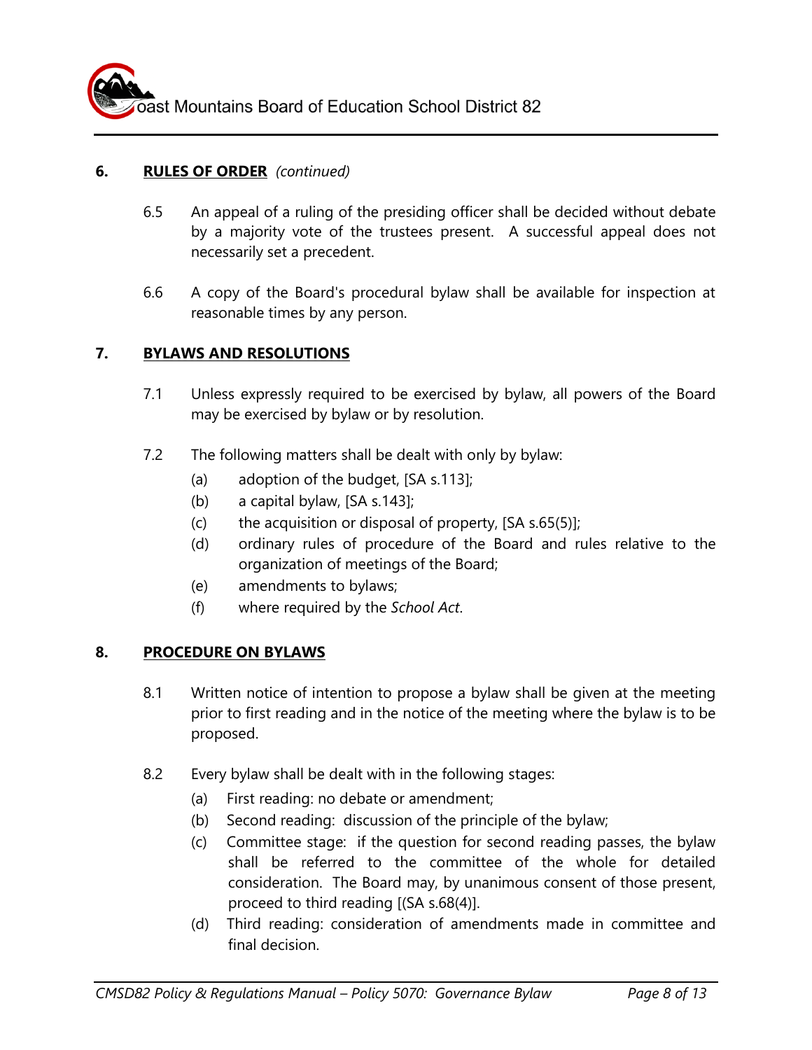## 6. RULES OF ORDER *(continued)*

6.5 An appeal of a ruling of the presiding officer shall be decided without debate by a majority vote of the trustees present. A successful appeal does not necessarily set a precedent.

6.6 A copy of the Board's procedural bylaw shall be available for inspection at reasonable times by any person.

## 7. BYLAWS AND RESOLUTIONS

7.1 Unless expressly required to be exercised by bylaw, all powers of the Board may be exercised by bylaw or by resolution.

7.2 The following matters shall be dealt with only by bylaw:

- (a) adoption of the budget, [SA s.113];
- (b) a capital bylaw, [SA s.143];
- (c) the acquisition or disposal of property, [SA s.65(5)];
- (d) ordinary rules of procedure of the Board and rules relative to the organization of meetings of the Board;
- (e) amendments to bylaws;
- (f) where required by the *School Act*.

## 8. PROCEDURE ON BYLAWS

8.1 Written notice of intention to propose a bylaw shall be given at the meeting prior to first reading and in the notice of the meeting where the bylaw is to be proposed.

8.2 Every bylaw shall be dealt with in the following stages:

- (a) First reading: no debate or amendment;
- (b) Second reading: discussion of the principle of the bylaw;
- (c) Committee stage: if the question for second reading passes, the bylaw shall be referred to the committee of the whole for detailed consideration. The Board may, by unanimous consent of those present, proceed to third reading [(SA s.68(4)].
- (d) Third reading: consideration of amendments made in committee and final decision.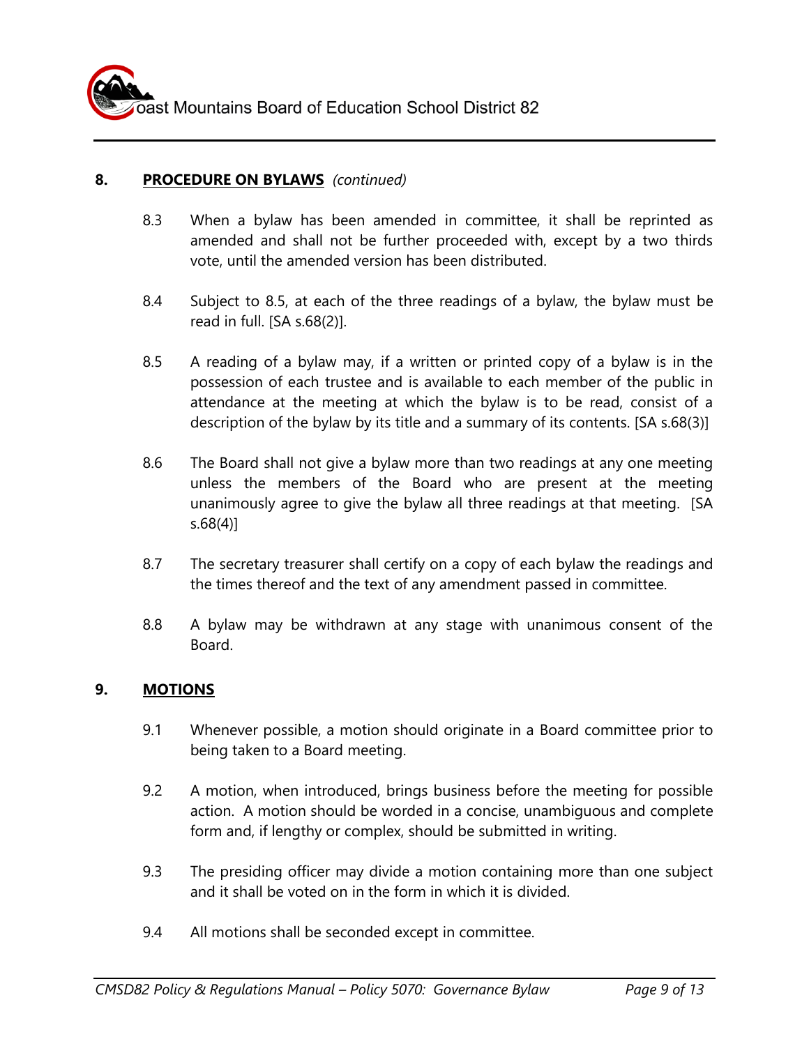## 8. **PROCEDURE ON BYLAWS** *(continued)*

8.3 When a bylaw has been amended in committee, it shall be reprinted as amended and shall not be further proceeded with, except by a two thirds vote, until the amended version has been distributed.

8.4 Subject to 8.5, at each of the three readings of a bylaw, the bylaw must be read in full. [SA s.68(2)].

8.5 A reading of a bylaw may, if a written or printed copy of a bylaw is in the possession of each trustee and is available to each member of the public in attendance at the meeting at which the bylaw is to be read, consist of a description of the bylaw by its title and a summary of its contents. [SA s.68(3)]

8.6 The Board shall not give a bylaw more than two readings at any one meeting unless the members of the Board who are present at the meeting unanimously agree to give the bylaw all three readings at that meeting. [SA s.68(4)]

8.7 The secretary treasurer shall certify on a copy of each bylaw the readings and the times thereof and the text of any amendment passed in committee.

8.8 A bylaw may be withdrawn at any stage with unanimous consent of the Board.

## 9. **MOTIONS**

9.1 Whenever possible, a motion should originate in a Board committee prior to being taken to a Board meeting.

9.2 A motion, when introduced, brings business before the meeting for possible action. A motion should be worded in a concise, unambiguous and complete form and, if lengthy or complex, should be submitted in writing.

9.3 The presiding officer may divide a motion containing more than one subject and it shall be voted on in the form in which it is divided.

9.4 All motions shall be seconded except in committee.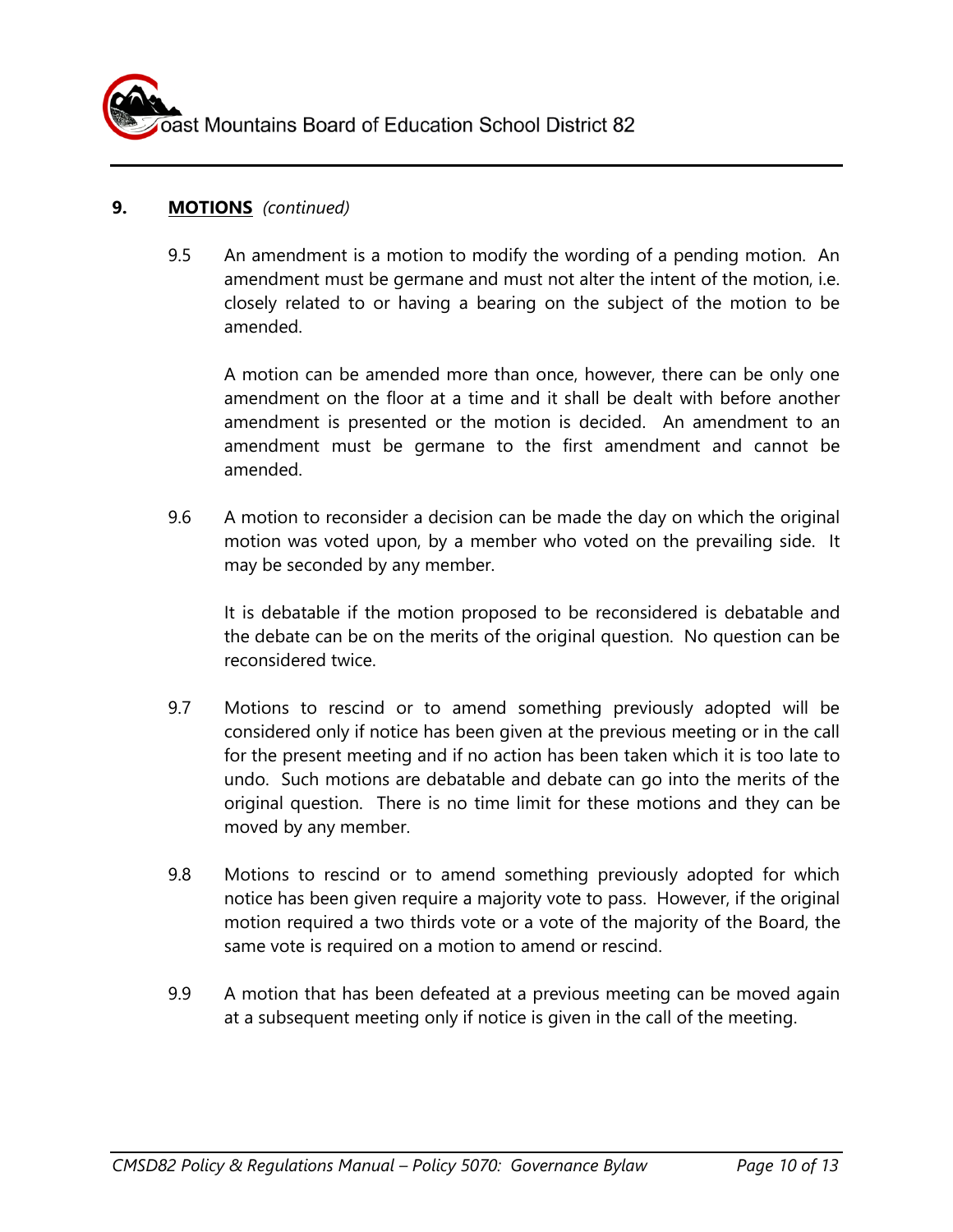## 9. **MOTIONS** *(continued)*

9.5 An amendment is a motion to modify the wording of a pending motion. An amendment must be germane and must not alter the intent of the motion, i.e. closely related to or having a bearing on the subject of the motion to be amended.

A motion can be amended more than once, however, there can be only one amendment on the floor at a time and it shall be dealt with before another amendment is presented or the motion is decided. An amendment to an amendment must be germane to the first amendment and cannot be amended.

9.6 A motion to reconsider a decision can be made the day on which the original motion was voted upon, by a member who voted on the prevailing side. It may be seconded by any member.

It is debatable if the motion proposed to be reconsidered is debatable and the debate can be on the merits of the original question. No question can be reconsidered twice.

9.7 Motions to rescind or to amend something previously adopted will be considered only if notice has been given at the previous meeting or in the call for the present meeting and if no action has been taken which it is too late to undo. Such motions are debatable and debate can go into the merits of the original question. There is no time limit for these motions and they can be moved by any member.

9.8 Motions to rescind or to amend something previously adopted for which notice has been given require a majority vote to pass. However, if the original motion required a two thirds vote or a vote of the majority of the Board, the same vote is required on a motion to amend or rescind.

9.9 A motion that has been defeated at a previous meeting can be moved again at a subsequent meeting only if notice is given in the call of the meeting.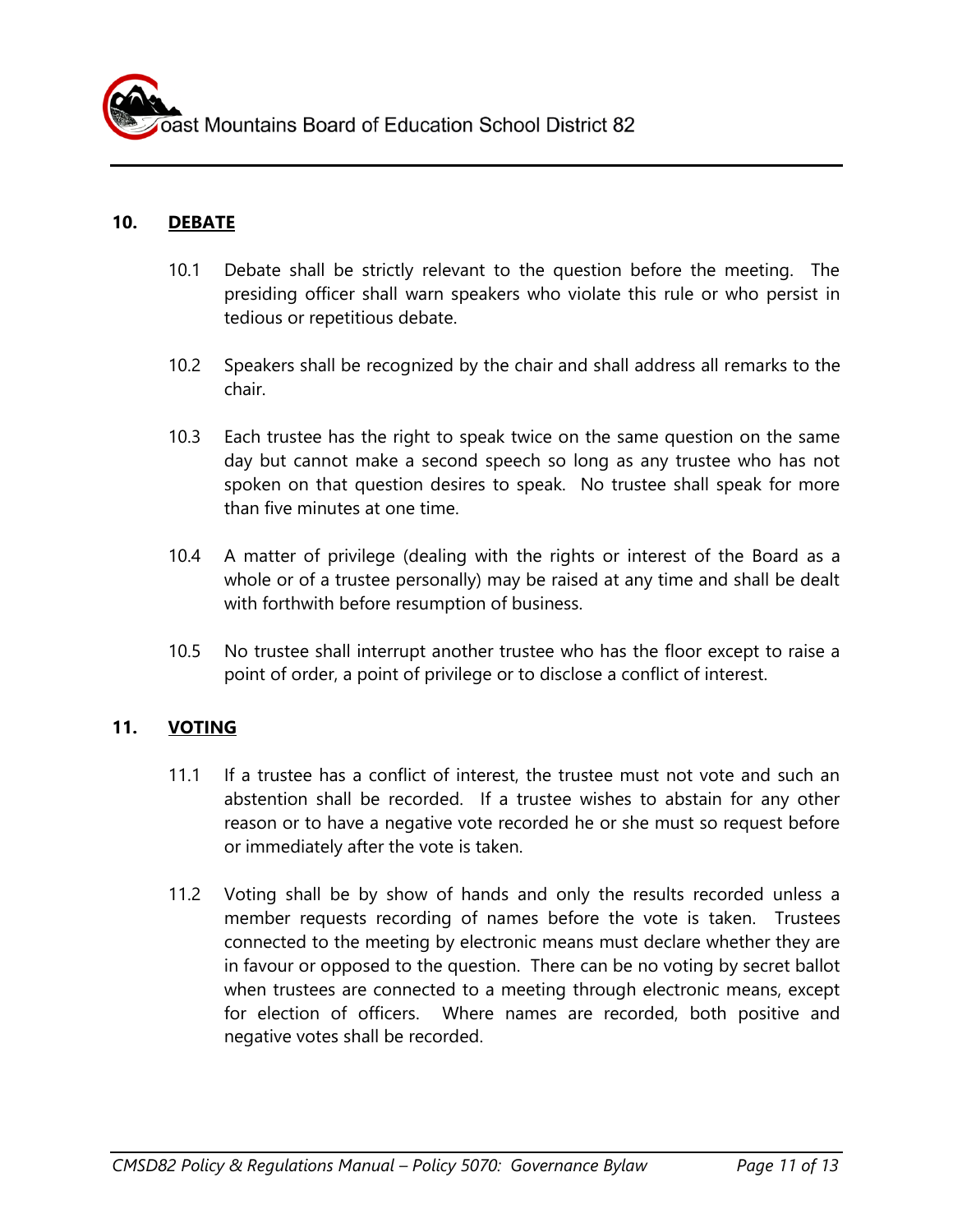## 10. DEBATE

10.1 Debate shall be strictly relevant to the question before the meeting. The presiding officer shall warn speakers who violate this rule or who persist in tedious or repetitious debate.

10.2 Speakers shall be recognized by the chair and shall address all remarks to the chair.

10.3 Each trustee has the right to speak twice on the same question on the same day but cannot make a second speech so long as any trustee who has not spoken on that question desires to speak. No trustee shall speak for more than five minutes at one time.

10.4 A matter of privilege (dealing with the rights or interest of the Board as a whole or of a trustee personally) may be raised at any time and shall be dealt with forthwith before resumption of business.

10.5 No trustee shall interrupt another trustee who has the floor except to raise a point of order, a point of privilege or to disclose a conflict of interest.

## 11. VOTING

11.1 If a trustee has a conflict of interest, the trustee must not vote and such an abstention shall be recorded. If a trustee wishes to abstain for any other reason or to have a negative vote recorded he or she must so request before or immediately after the vote is taken.

11.2 Voting shall be by show of hands and only the results recorded unless a member requests recording of names before the vote is taken. Trustees connected to the meeting by electronic means must declare whether they are in favour or opposed to the question. There can be no voting by secret ballot when trustees are connected to a meeting through electronic means, except for election of officers. Where names are recorded, both positive and negative votes shall be recorded.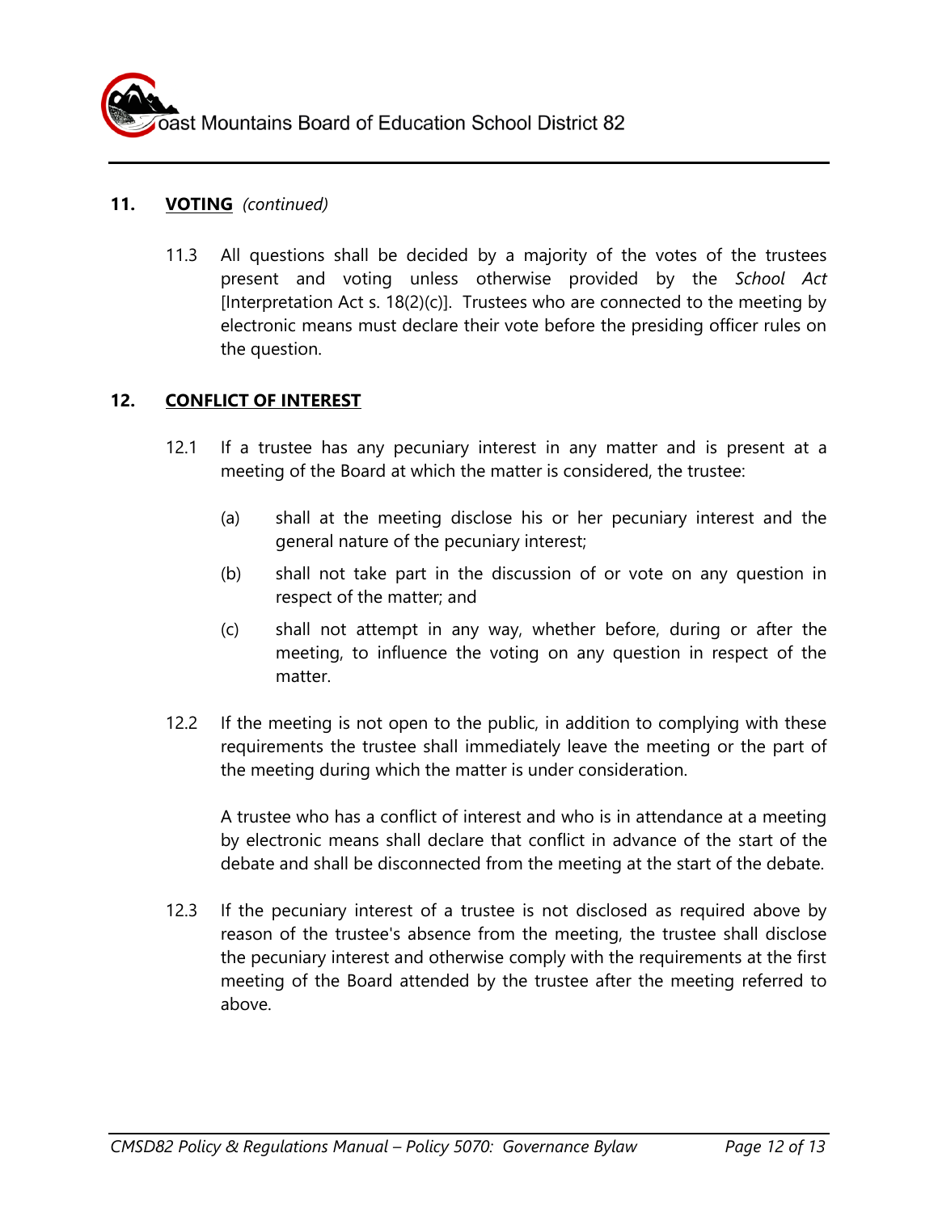## 11. **VOTING** *(continued)*

11.3 All questions shall be decided by a majority of the votes of the trustees present and voting unless otherwise provided by the *School Act* [Interpretation Act s. 18(2)(c)]. Trustees who are connected to the meeting by electronic means must declare their vote before the presiding officer rules on the question.

## 12. **CONFLICT OF INTEREST**

12.1 If a trustee has any pecuniary interest in any matter and is present at a meeting of the Board at which the matter is considered, the trustee:

- (a) shall at the meeting disclose his or her pecuniary interest and the general nature of the pecuniary interest;
- (b) shall not take part in the discussion of or vote on any question in respect of the matter; and
- (c) shall not attempt in any way, whether before, during or after the meeting, to influence the voting on any question in respect of the matter.

12.2 If the meeting is not open to the public, in addition to complying with these requirements the trustee shall immediately leave the meeting or the part of the meeting during which the matter is under consideration.

A trustee who has a conflict of interest and who is in attendance at a meeting by electronic means shall declare that conflict in advance of the start of the debate and shall be disconnected from the meeting at the start of the debate.

12.3 If the pecuniary interest of a trustee is not disclosed as required above by reason of the trustee's absence from the meeting, the trustee shall disclose the pecuniary interest and otherwise comply with the requirements at the first meeting of the Board attended by the trustee after the meeting referred to above.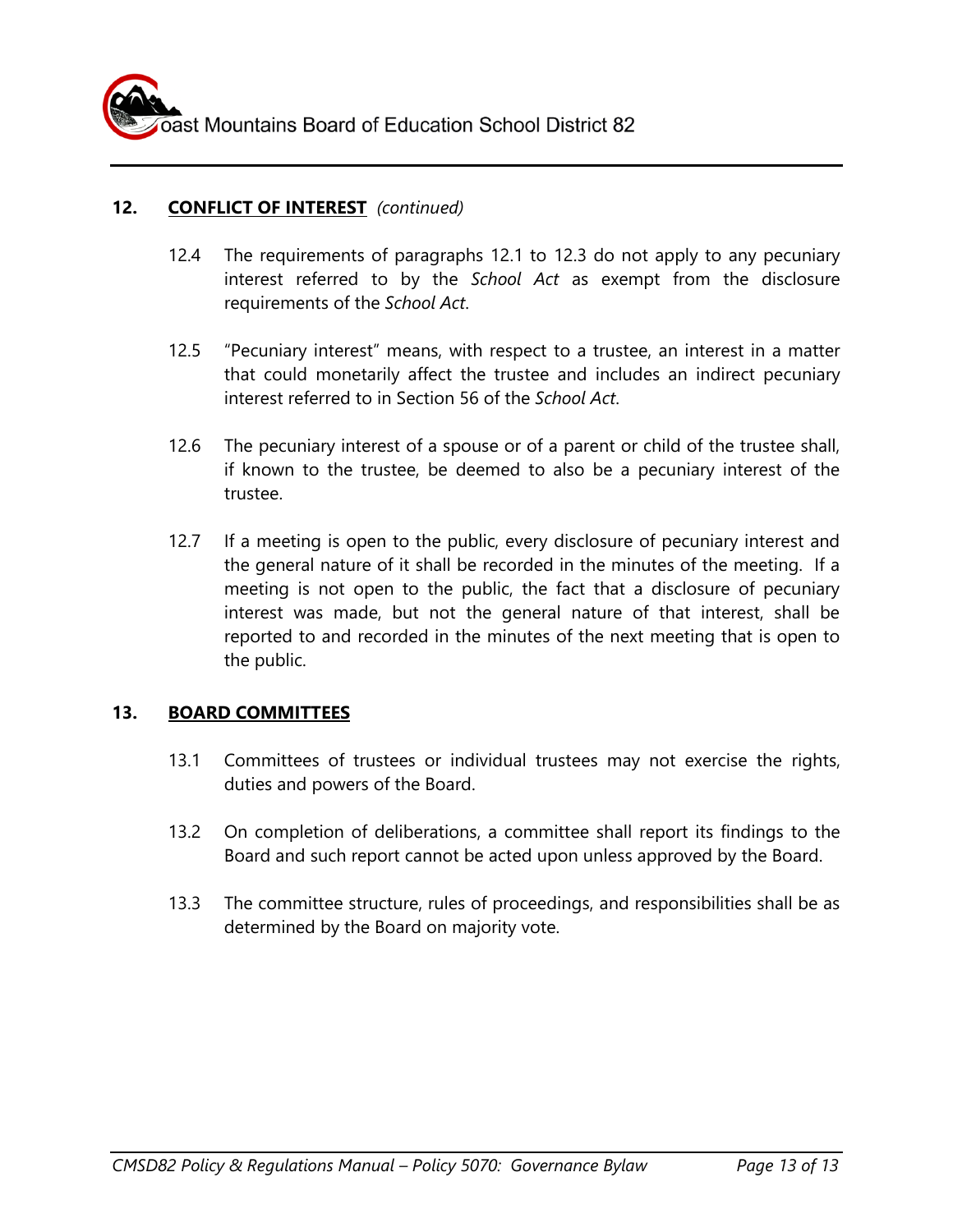## 12. CONFLICT OF INTEREST *(continued)*

12.4 The requirements of paragraphs 12.1 to 12.3 do not apply to any pecuniary interest referred to by the *School Act* as exempt from the disclosure requirements of the *School Act*.

12.5 "Pecuniary interest" means, with respect to a trustee, an interest in a matter that could monetarily affect the trustee and includes an indirect pecuniary interest referred to in Section 56 of the *School Act*.

12.6 The pecuniary interest of a spouse or of a parent or child of the trustee shall, if known to the trustee, be deemed to also be a pecuniary interest of the trustee.

12.7 If a meeting is open to the public, every disclosure of pecuniary interest and the general nature of it shall be recorded in the minutes of the meeting. If a meeting is not open to the public, the fact that a disclosure of pecuniary interest was made, but not the general nature of that interest, shall be reported to and recorded in the minutes of the next meeting that is open to the public.

## 13. BOARD COMMITTEES

13.1 Committees of trustees or individual trustees may not exercise the rights, duties and powers of the Board.

13.2 On completion of deliberations, a committee shall report its findings to the Board and such report cannot be acted upon unless approved by the Board.

13.3 The committee structure, rules of proceedings, and responsibilities shall be as determined by the Board on majority vote.